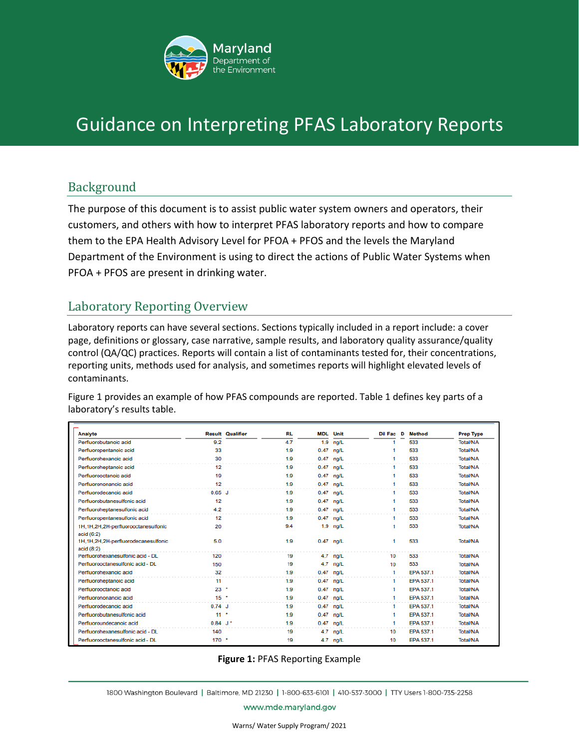# Guidance on Interpreting PFAS Laboratory Reports

## Background

The purpose of this document is to assist public water system owners and operators, their customers, and others with how to interpret PFAS laboratory reports and how to compare them to the EPA Health Advisory Level for PFOA + PFOS and the levels the Maryland Department of the Environment is using to direct the actions of Public Water Systems when PFOA + PFOS are present in drinking water.

## Laboratory Reporting Overview

Laboratory reports can have several sections. Sections typically included in a report include: a cover page, definitions or glossary, case narrative, sample results, and laboratory quality assurance/quality control (QA/QC) practices. Reports will contain a list of contaminants tested for, their concentrations, reporting units, methods used for analysis, and sometimes reports will highlight elevated levels of contaminants.

Figure 1 provides an example of how PFAS compounds are reported. Table 1 defines key parts of a laboratory's results table.

| Analyte | Result | Qualifier | RL | MDL | Unit | Dil Fac | D | Method | Prep Type |
|---|---|---|---|---|---|---|---|---|---|
| Perfluorobutanoic acid | 9.2 | | 4.7 | 1.9 | ng/L | 1 | | 533 | Total/NA |
| Perfluoropentanoic acid | 33 | | 1.9 | 0.47 | ng/L | 1 | | 533 | Total/NA |
| Perfluorohexanoic acid | 30 | | 1.9 | 0.47 | ng/L | 1 | | 533 | Total/NA |
| Perfluoroheptanoic acid | 12 | | 1.9 | 0.47 | ng/L | 1 | | 533 | Total/NA |
| Perfluorooctanoic acid | 19 | | 1.9 | 0.47 | ng/L | 1 | | 533 | Total/NA |
| Perfluorononanoic acid | 12 | | 1.9 | 0.47 | ng/L | 1 | | 533 | Total/NA |
| Perfluorodecanoic acid | 0.65 | J | 1.9 | 0.47 | ng/L | 1 | | 533 | Total/NA |
| Perfluorobutanesulfonic acid | 12 | | 1.9 | 0.47 | ng/L | 1 | | 533 | Total/NA |
| Perfluoroheptanesulfonic acid | 4.2 | | 1.9 | 0.47 | ng/L | 1 | | 533 | Total/NA |
| Perfluoropentanesulfonic acid | 12 | | 1.9 | 0.47 | ng/L | 1 | | 533 | Total/NA |
| 1H,1H,2H,2H-perfluorooctanesulfonic acid (6:2) | 20 | | 9.4 | 1.9 | ng/L | 1 | | 533 | Total/NA |
| 1H,1H,2H,2H-perfluorodecanesulfonic acid (8:2) | 5.0 | | 1.9 | 0.47 | ng/L | 1 | | 533 | Total/NA |
| Perfluorohexanesulfonic acid - DL | 120 | | 19 | 4.7 | ng/L | 10 | | 533 | Total/NA |
| Perfluorooctanesulfonic acid - DL | 150 | | 19 | 4.7 | ng/L | 10 | | 533 | Total/NA |
| Perfluorohexanoic acid | 32 | | 1.9 | 0.47 | ng/L | 1 | | EPA 537.1 | Total/NA |
| Perfluoroheptanoic acid | 11 | | 1.9 | 0.47 | ng/L | 1 | | EPA 537.1 | Total/NA |
| Perfluorooctanoic acid | 23 | * | 1.9 | 0.47 | ng/L | 1 | | EPA 537.1 | Total/NA |
| Perfluorononanoic acid | 15 | * | 1.9 | 0.47 | ng/L | 1 | | EPA 537.1 | Total/NA |
| Perfluorodecanoic acid | 0.74 | J | 1.9 | 0.47 | ng/L | 1 | | EPA 537.1 | Total/NA |
| Perfluorobutanesulfonic acid | 11 | * | 1.9 | 0.47 | ng/L | 1 | | EPA 537.1 | Total/NA |
| Perfluoroundecanoic acid | 0.84 | J * | 1.9 | 0.47 | ng/L | 1 | | EPA 537.1 | Total/NA |
| Perfluorohexanesulfonic acid - DL | 140 | | 19 | 4.7 | ng/L | 10 | | EPA 537.1 | Total/NA |
| Perfluorooctanesulfonic acid - DL | 170 | * | 19 | 4.7 | ng/L | 10 | | EPA 537.1 | Total/NA |

**Figure 1:** PFAS Reporting Example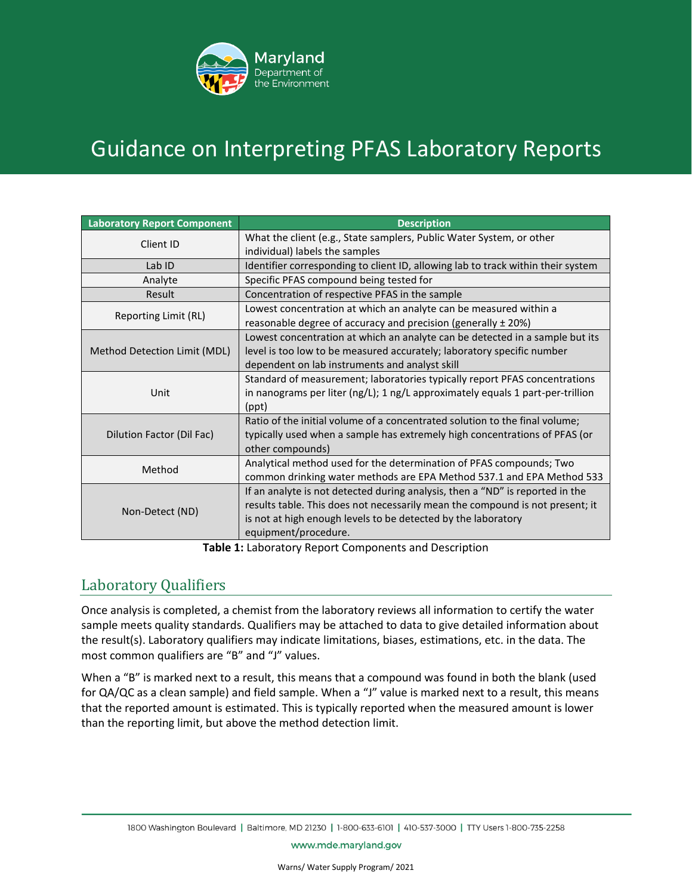# Guidance on Interpreting PFAS Laboratory Reports

| Laboratory Report Component | Description |
|---|---|
| Client ID | What the client (e.g., State samplers, Public Water System, or other individual) labels the samples |
| Lab ID | Identifier corresponding to client ID, allowing lab to track within their system |
| Analyte | Specific PFAS compound being tested for |
| Result | Concentration of respective PFAS in the sample |
| Reporting Limit (RL) | Lowest concentration at which an analyte can be measured within a reasonable degree of accuracy and precision (generally ± 20%) |
| Method Detection Limit (MDL) | Lowest concentration at which an analyte can be detected in a sample but its level is too low to be measured accurately; laboratory specific number dependent on lab instruments and analyst skill |
| Unit | Standard of measurement; laboratories typically report PFAS concentrations in nanograms per liter (ng/L); 1 ng/L approximately equals 1 part-per-trillion (ppt) |
| Dilution Factor (Dil Fac) | Ratio of the initial volume of a concentrated solution to the final volume; typically used when a sample has extremely high concentrations of PFAS (or other compounds) |
| Method | Analytical method used for the determination of PFAS compounds; Two common drinking water methods are EPA Method 537.1 and EPA Method 533 |
| Non-Detect (ND) | If an analyte is not detected during analysis, then a "ND" is reported in the results table. This does not necessarily mean the compound is not present; it is not at high enough levels to be detected by the laboratory equipment/procedure. |

**Table 1:** Laboratory Report Components and Description

## Laboratory Qualifiers

Once analysis is completed, a chemist from the laboratory reviews all information to certify the water sample meets quality standards. Qualifiers may be attached to data to give detailed information about the result(s). Laboratory qualifiers may indicate limitations, biases, estimations, etc. in the data. The most common qualifiers are "B" and "J" values.

When a "B" is marked next to a result, this means that a compound was found in both the blank (used for QA/QC as a clean sample) and field sample. When a "J" value is marked next to a result, this means that the reported amount is estimated. This is typically reported when the measured amount is lower than the reporting limit, but above the method detection limit.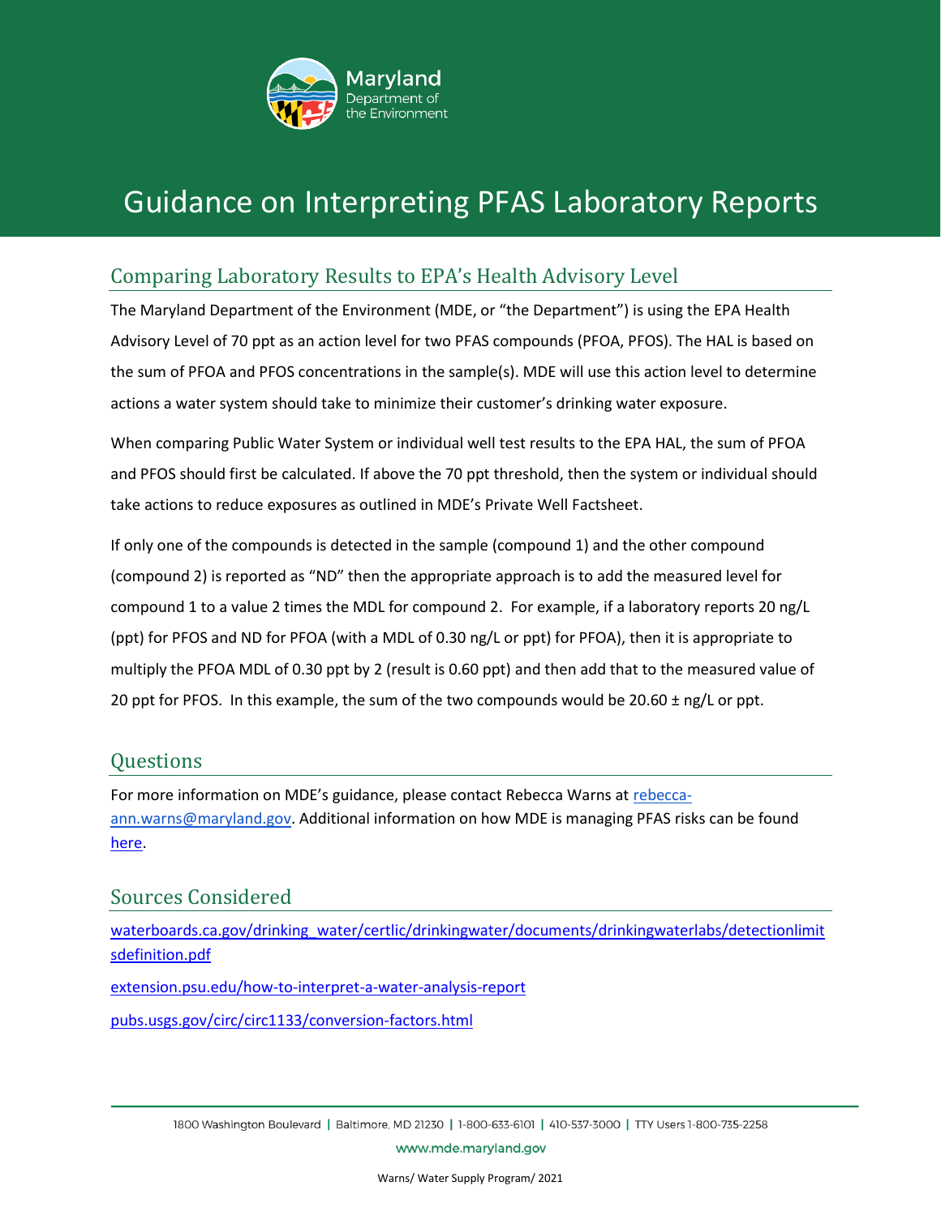# Guidance on Interpreting PFAS Laboratory Reports

## Comparing Laboratory Results to EPA's Health Advisory Level

The Maryland Department of the Environment (MDE, or "the Department") is using the EPA Health Advisory Level of 70 ppt as an action level for two PFAS compounds (PFOA, PFOS). The HAL is based on the sum of PFOA and PFOS concentrations in the sample(s). MDE will use this action level to determine actions a water system should take to minimize their customer's drinking water exposure.

When comparing Public Water System or individual well test results to the EPA HAL, the sum of PFOA and PFOS should first be calculated. If above the 70 ppt threshold, then the system or individual should take actions to reduce exposures as outlined in MDE's Private Well Factsheet.

If only one of the compounds is detected in the sample (compound 1) and the other compound (compound 2) is reported as "ND" then the appropriate approach is to add the measured level for compound 1 to a value 2 times the MDL for compound 2. For example, if a laboratory reports 20 ng/L (ppt) for PFOS and ND for PFOA (with a MDL of 0.30 ng/L or ppt) for PFOA), then it is appropriate to multiply the PFOA MDL of 0.30 ppt by 2 (result is 0.60 ppt) and then add that to the measured value of 20 ppt for PFOS. In this example, the sum of the two compounds would be 20.60 ± ng/L or ppt.

## Questions

For more information on MDE's guidance, please contact Rebecca Warns at [rebecca-ann.warns@maryland.gov](mailto:rebecca-ann.warns@maryland.gov). Additional information on how MDE is managing PFAS risks can be found here.

## Sources Considered

waterboards.ca.gov/drinking_water/certlic/drinkingwater/documents/drinkingwaterlabs/detectionlimitsdefinition.pdf

extension.psu.edu/how-to-interpret-a-water-analysis-report

pubs.usgs.gov/circ/circ1133/conversion-factors.html

1800 Washington Boulevard | Baltimore, MD 21230 | 1-800-633-6101 | 410-537-3000 | TTY Users 1-800-735-2258

www.mde.maryland.gov

Warns/ Water Supply Program/ 2021